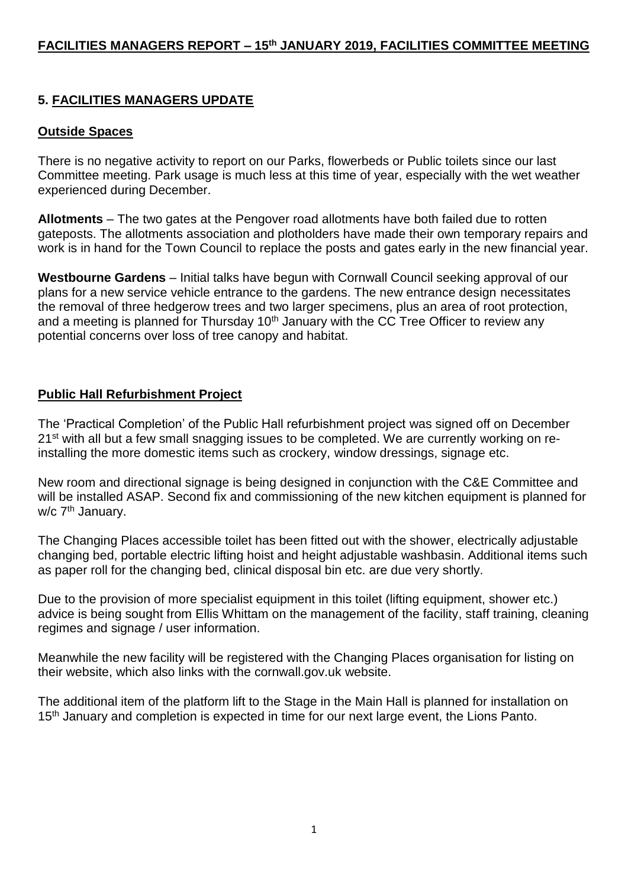# FACILITIES MANAGERS REPORT – 15th JANUARY 2019, FACILITIES COMMITTEE MEETING

## 5. FACILITIES MANAGERS UPDATE

### Outside Spaces

There is no negative activity to report on our Parks, flowerbeds or Public toilets since our last Committee meeting. Park usage is much less at this time of year, especially with the wet weather experienced during December.

**Allotments** – The two gates at the Pengover road allotments have both failed due to rotten gateposts. The allotments association and plotholders have made their own temporary repairs and work is in hand for the Town Council to replace the posts and gates early in the new financial year.

**Westbourne Gardens** – Initial talks have begun with Cornwall Council seeking approval of our plans for a new service vehicle entrance to the gardens. The new entrance design necessitates the removal of three hedgerow trees and two larger specimens, plus an area of root protection, and a meeting is planned for Thursday 10th January with the CC Tree Officer to review any potential concerns over loss of tree canopy and habitat.

### Public Hall Refurbishment Project

The 'Practical Completion' of the Public Hall refurbishment project was signed off on December 21st with all but a few small snagging issues to be completed. We are currently working on re-installing the more domestic items such as crockery, window dressings, signage etc.

New room and directional signage is being designed in conjunction with the C&E Committee and will be installed ASAP. Second fix and commissioning of the new kitchen equipment is planned for w/c 7th January.

The Changing Places accessible toilet has been fitted out with the shower, electrically adjustable changing bed, portable electric lifting hoist and height adjustable washbasin. Additional items such as paper roll for the changing bed, clinical disposal bin etc. are due very shortly.

Due to the provision of more specialist equipment in this toilet (lifting equipment, shower etc.) advice is being sought from Ellis Whittam on the management of the facility, staff training, cleaning regimes and signage / user information.

Meanwhile the new facility will be registered with the Changing Places organisation for listing on their website, which also links with the cornwall.gov.uk website.

The additional item of the platform lift to the Stage in the Main Hall is planned for installation on 15th January and completion is expected in time for our next large event, the Lions Panto.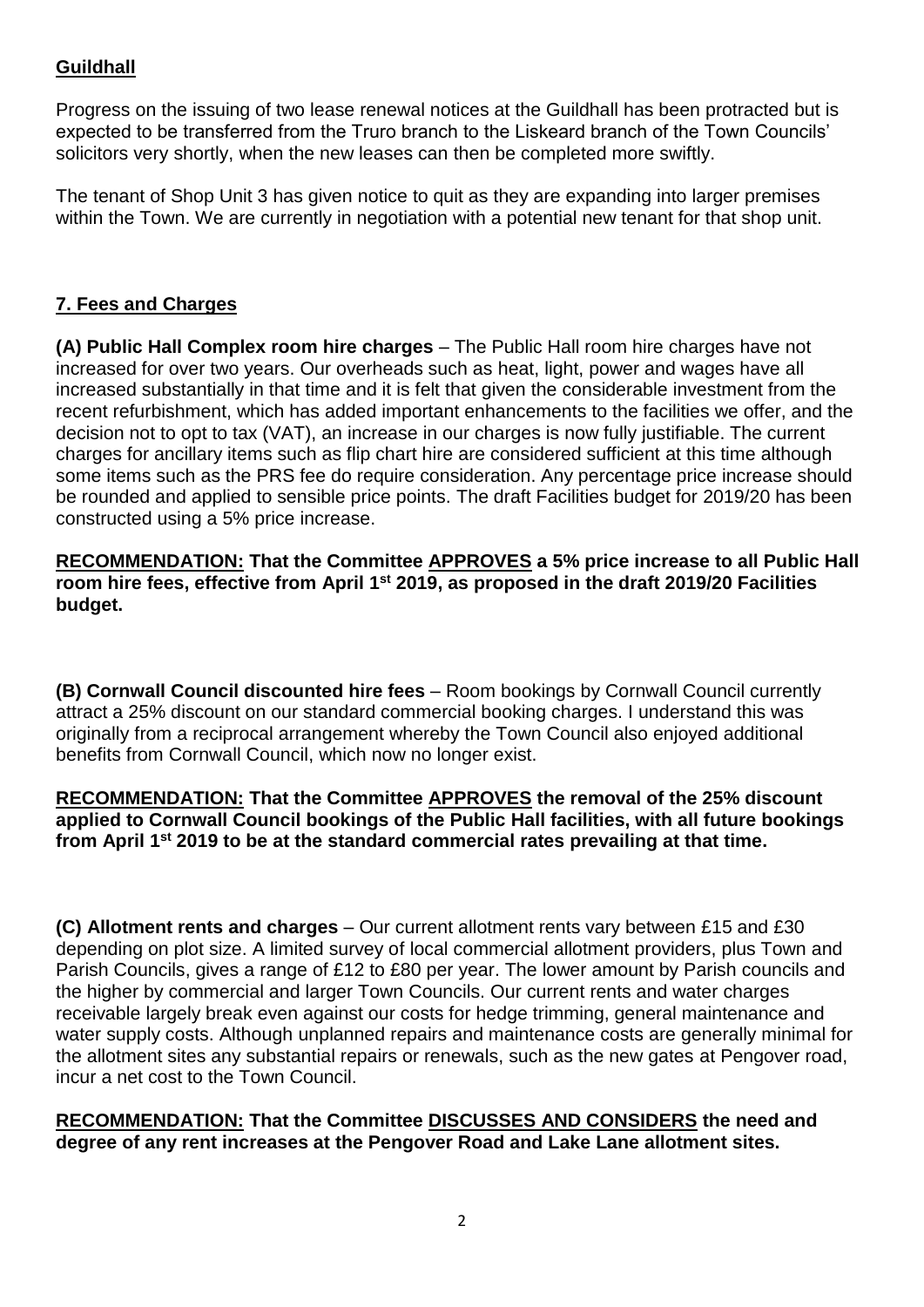## Guildhall

Progress on the issuing of two lease renewal notices at the Guildhall has been protracted but is expected to be transferred from the Truro branch to the Liskeard branch of the Town Councils' solicitors very shortly, when the new leases can then be completed more swiftly.

The tenant of Shop Unit 3 has given notice to quit as they are expanding into larger premises within the Town. We are currently in negotiation with a potential new tenant for that shop unit.

## 7. Fees and Charges

**(A) Public Hall Complex room hire charges** – The Public Hall room hire charges have not increased for over two years. Our overheads such as heat, light, power and wages have all increased substantially in that time and it is felt that given the considerable investment from the recent refurbishment, which has added important enhancements to the facilities we offer, and the decision not to opt to tax (VAT), an increase in our charges is now fully justifiable. The current charges for ancillary items such as flip chart hire are considered sufficient at this time although some items such as the PRS fee do require consideration. Any percentage price increase should be rounded and applied to sensible price points. The draft Facilities budget for 2019/20 has been constructed using a 5% price increase.

**RECOMMENDATION: That the Committee APPROVES a 5% price increase to all Public Hall room hire fees, effective from April 1st 2019, as proposed in the draft 2019/20 Facilities budget.**

**(B) Cornwall Council discounted hire fees** – Room bookings by Cornwall Council currently attract a 25% discount on our standard commercial booking charges. I understand this was originally from a reciprocal arrangement whereby the Town Council also enjoyed additional benefits from Cornwall Council, which now no longer exist.

**RECOMMENDATION: That the Committee APPROVES the removal of the 25% discount applied to Cornwall Council bookings of the Public Hall facilities, with all future bookings from April 1st 2019 to be at the standard commercial rates prevailing at that time.**

**(C) Allotment rents and charges** – Our current allotment rents vary between £15 and £30 depending on plot size. A limited survey of local commercial allotment providers, plus Town and Parish Councils, gives a range of £12 to £80 per year. The lower amount by Parish councils and the higher by commercial and larger Town Councils. Our current rents and water charges receivable largely break even against our costs for hedge trimming, general maintenance and water supply costs. Although unplanned repairs and maintenance costs are generally minimal for the allotment sites any substantial repairs or renewals, such as the new gates at Pengover road, incur a net cost to the Town Council.

**RECOMMENDATION: That the Committee DISCUSSES AND CONSIDERS the need and degree of any rent increases at the Pengover Road and Lake Lane allotment sites.**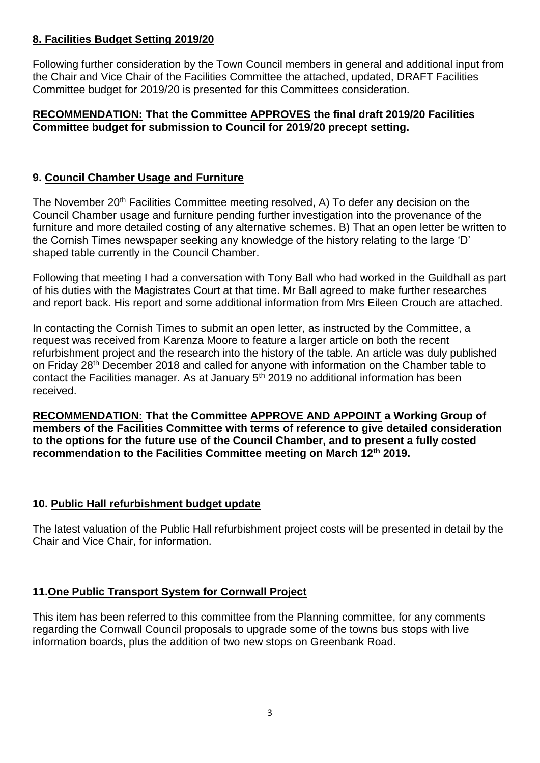## 8. Facilities Budget Setting 2019/20

Following further consideration by the Town Council members in general and additional input from the Chair and Vice Chair of the Facilities Committee the attached, updated, DRAFT Facilities Committee budget for 2019/20 is presented for this Committees consideration.

**RECOMMENDATION: That the Committee APPROVES the final draft 2019/20 Facilities Committee budget for submission to Council for 2019/20 precept setting.**

## 9. Council Chamber Usage and Furniture

The November 20th Facilities Committee meeting resolved, A) To defer any decision on the Council Chamber usage and furniture pending further investigation into the provenance of the furniture and more detailed costing of any alternative schemes. B) That an open letter be written to the Cornish Times newspaper seeking any knowledge of the history relating to the large 'D' shaped table currently in the Council Chamber.

Following that meeting I had a conversation with Tony Ball who had worked in the Guildhall as part of his duties with the Magistrates Court at that time. Mr Ball agreed to make further researches and report back. His report and some additional information from Mrs Eileen Crouch are attached.

In contacting the Cornish Times to submit an open letter, as instructed by the Committee, a request was received from Karenza Moore to feature a larger article on both the recent refurbishment project and the research into the history of the table. An article was duly published on Friday 28th December 2018 and called for anyone with information on the Chamber table to contact the Facilities manager. As at January 5th 2019 no additional information has been received.

**RECOMMENDATION: That the Committee APPROVE AND APPOINT a Working Group of members of the Facilities Committee with terms of reference to give detailed consideration to the options for the future use of the Council Chamber, and to present a fully costed recommendation to the Facilities Committee meeting on March 12th 2019.**

## 10. Public Hall refurbishment budget update

The latest valuation of the Public Hall refurbishment project costs will be presented in detail by the Chair and Vice Chair, for information.

## 11. One Public Transport System for Cornwall Project

This item has been referred to this committee from the Planning committee, for any comments regarding the Cornwall Council proposals to upgrade some of the towns bus stops with live information boards, plus the addition of two new stops on Greenbank Road.